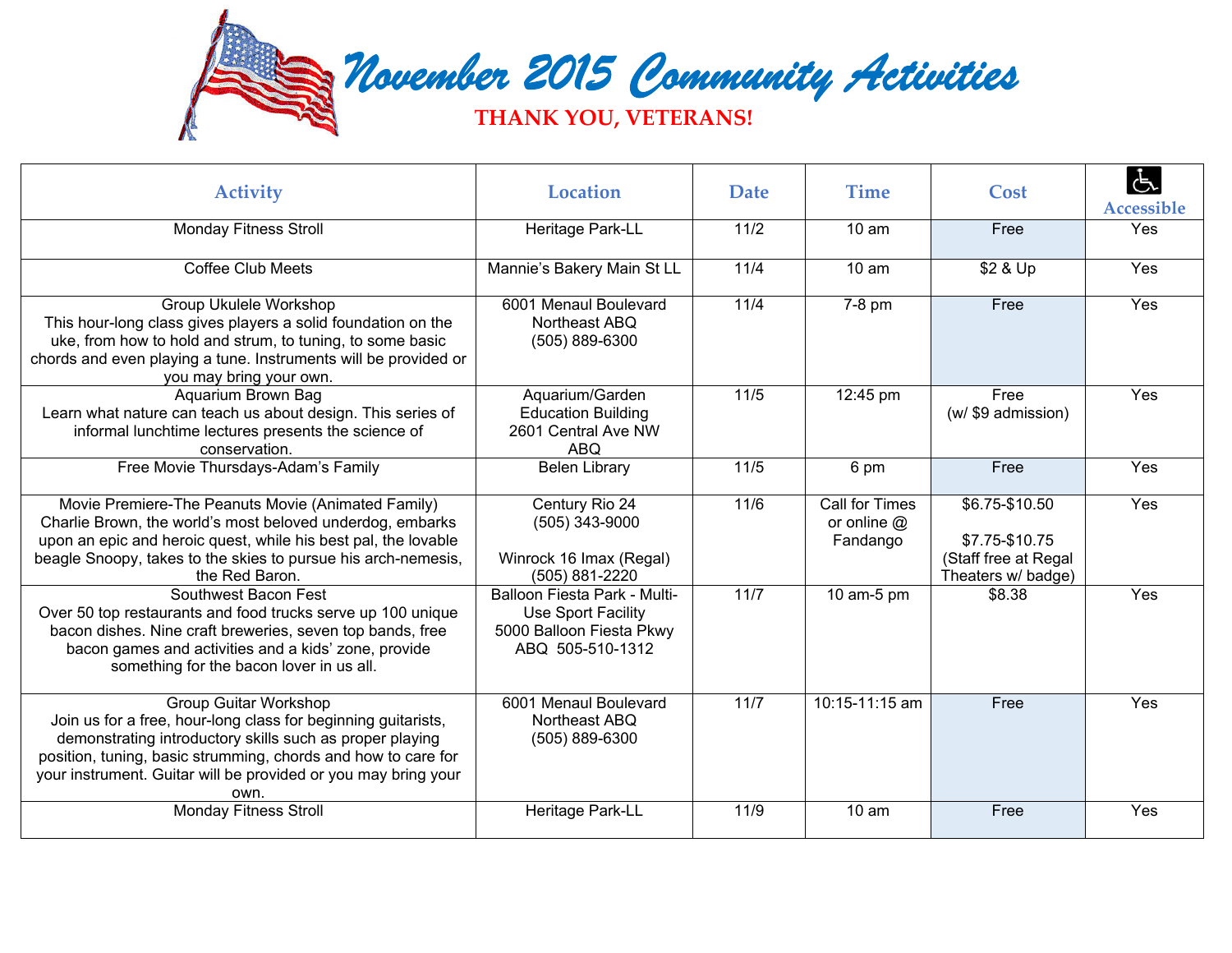# November 2015 Community Activities

**THANK YOU, VETERANS!**

| Activity | Location | Date | Time | Cost | Accessible |
|---|---|---|---|---|---|
| Monday Fitness Stroll | Heritage Park-LL | 11/2 | 10 am | Free | Yes |
| Coffee Club Meets | Mannie's Bakery Main St LL | 11/4 | 10 am | $2 & Up | Yes |
| Group Ukulele Workshop<br>This hour-long class gives players a solid foundation on the uke, from how to hold and strum, to tuning, to some basic chords and even playing a tune. Instruments will be provided or you may bring your own. | 6001 Menaul Boulevard<br>Northeast ABQ<br>(505) 889-6300 | 11/4 | 7-8 pm | Free | Yes |
| Aquarium Brown Bag<br>Learn what nature can teach us about design. This series of informal lunchtime lectures presents the science of conservation. | Aquarium/Garden Education Building<br>2601 Central Ave NW<br>ABQ | 11/5 | 12:45 pm | Free<br>(w/ $9 admission) | Yes |
| Free Movie Thursdays-Adam's Family | Belen Library | 11/5 | 6 pm | Free | Yes |
| Movie Premiere-The Peanuts Movie (Animated Family)<br>Charlie Brown, the world's most beloved underdog, embarks upon an epic and heroic quest, while his best pal, the lovable beagle Snoopy, takes to the skies to pursue his arch-nemesis, the Red Baron. | Century Rio 24<br>(505) 343-9000<br><br>Winrock 16 Imax (Regal)<br>(505) 881-2220 | 11/6 | Call for Times or online @ Fandango | $6.75-$10.50<br><br>$7.75-$10.75<br>(Staff free at Regal Theaters w/ badge) | Yes |
| Southwest Bacon Fest<br>Over 50 top restaurants and food trucks serve up 100 unique bacon dishes. Nine craft breweries, seven top bands, free bacon games and activities and a kids' zone, provide something for the bacon lover in us all. | Balloon Fiesta Park - Multi-Use Sport Facility<br>5000 Balloon Fiesta Pkwy<br>ABQ 505-510-1312 | 11/7 | 10 am-5 pm | $8.38 | Yes |
| Group Guitar Workshop<br>Join us for a free, hour-long class for beginning guitarists, demonstrating introductory skills such as proper playing position, tuning, basic strumming, chords and how to care for your instrument. Guitar will be provided or you may bring your own. | 6001 Menaul Boulevard<br>Northeast ABQ<br>(505) 889-6300 | 11/7 | 10:15-11:15 am | Free | Yes |
| Monday Fitness Stroll | Heritage Park-LL | 11/9 | 10 am | Free | Yes |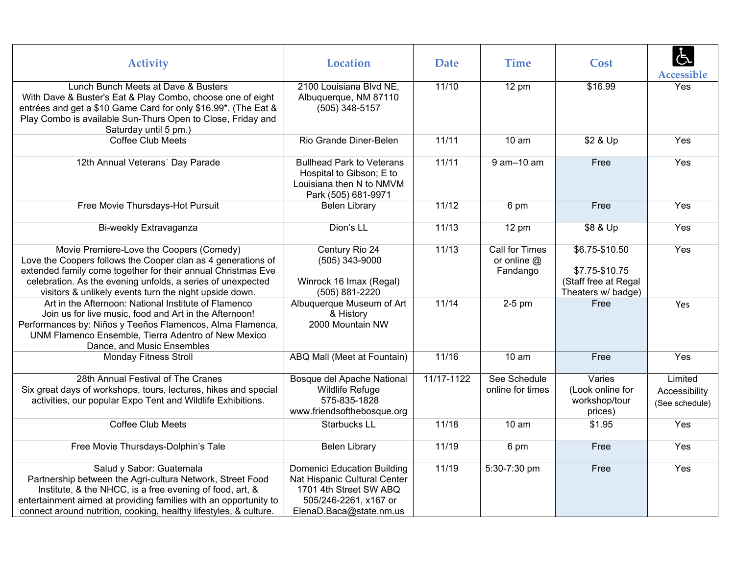| Activity | Location | Date | Time | Cost | Accessible |
|---|---|---|---|---|---|
| Lunch Bunch Meets at Dave & Busters<br>With Dave & Buster's Eat & Play Combo, choose one of eight entrées and get a $10 Game Card for only $16.99*. (The Eat & Play Combo is available Sun-Thurs Open to Close, Friday and Saturday until 5 pm.) | 2100 Louisiana Blvd NE, Albuquerque, NM 87110<br>(505) 348-5157 | 11/10 | 12 pm | $16.99 | Yes |
| Coffee Club Meets | Rio Grande Diner-Belen | 11/11 | 10 am | $2 & Up | Yes |
| 12th Annual Veterans' Day Parade | Bullhead Park to Veterans Hospital to Gibson; E to Louisiana then N to NMVM Park (505) 681-9971 | 11/11 | 9 am–10 am | Free | Yes |
| Free Movie Thursdays-Hot Pursuit | Belen Library | 11/12 | 6 pm | Free | Yes |
| Bi-weekly Extravaganza | Dion's LL | 11/13 | 12 pm | $8 & Up | Yes |
| Movie Premiere-Love the Coopers (Comedy)<br>Love the Coopers follows the Cooper clan as 4 generations of extended family come together for their annual Christmas Eve celebration. As the evening unfolds, a series of unexpected visitors & unlikely events turn the night upside down. | Century Rio 24<br>(505) 343-9000<br><br>Winrock 16 Imax (Regal)<br>(505) 881-2220 | 11/13 | Call for Times or online @ Fandango | $6.75-$10.50<br><br>$7.75-$10.75<br>(Staff free at Regal Theaters w/ badge) | Yes |
| Art in the Afternoon: National Institute of Flamenco<br>Join us for live music, food and Art in the Afternoon! Performances by: Niños y Teeños Flamencos, Alma Flamenca, UNM Flamenco Ensemble, Tierra Adentro of New Mexico Dance, and Music Ensembles | Albuquerque Museum of Art & History<br>2000 Mountain NW | 11/14 | 2-5 pm | Free | Yes |
| Monday Fitness Stroll | ABQ Mall (Meet at Fountain) | 11/16 | 10 am | Free | Yes |
| 28th Annual Festival of The Cranes<br>Six great days of workshops, tours, lectures, hikes and special activities, our popular Expo Tent and Wildlife Exhibitions. | Bosque del Apache National Wildlife Refuge<br>575-835-1828<br>www.friendsofthebosque.org | 11/17-1122 | See Schedule online for times | Varies<br>(Look online for workshop/tour prices) | Limited Accessibility<br>(See schedule) |
| Coffee Club Meets | Starbucks LL | 11/18 | 10 am | $1.95 | Yes |
| Free Movie Thursdays-Dolphin's Tale | Belen Library | 11/19 | 6 pm | Free | Yes |
| Salud y Sabor: Guatemala<br>Partnership between the Agri-cultura Network, Street Food Institute, & the NHCC, is a free evening of food, art, & entertainment aimed at providing families with an opportunity to connect around nutrition, cooking, healthy lifestyles, & culture. | Domenici Education Building<br>Nat Hispanic Cultural Center<br>1701 4th Street SW ABQ<br>505/246-2261, x167 or ElenaD.Baca@state.nm.us | 11/19 | 5:30-7:30 pm | Free | Yes |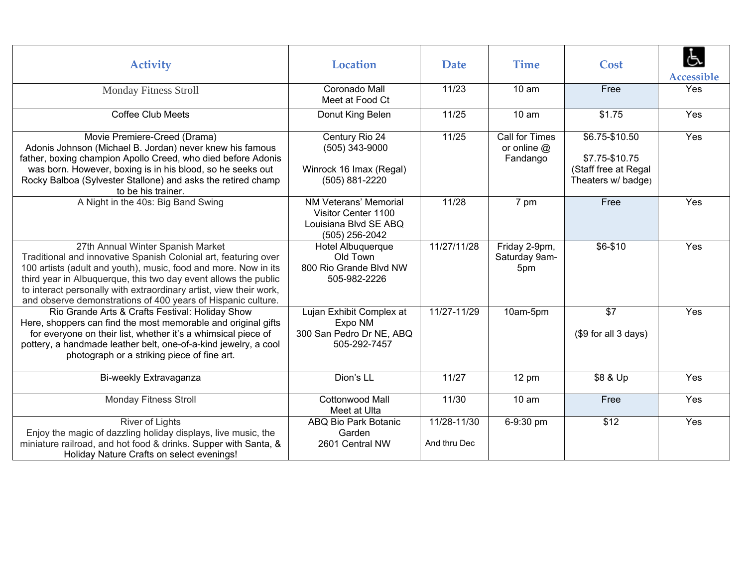| Activity | Location | Date | Time | Cost | Accessible |
|---|---|---|---|---|---|
| Monday Fitness Stroll | Coronado Mall<br>Meet at Food Ct | 11/23 | 10 am | Free | Yes |
| Coffee Club Meets | Donut King Belen | 11/25 | 10 am | $1.75 | Yes |
| Movie Premiere-Creed (Drama)<br>Adonis Johnson (Michael B. Jordan) never knew his famous father, boxing champion Apollo Creed, who died before Adonis was born. However, boxing is in his blood, so he seeks out Rocky Balboa (Sylvester Stallone) and asks the retired champ to be his trainer. | Century Rio 24<br>(505) 343-9000<br><br>Winrock 16 Imax (Regal)<br>(505) 881-2220 | 11/25 | Call for Times or online @ Fandango | $6.75-$10.50<br><br>$7.75-$10.75<br>(Staff free at Regal Theaters w/ badge) | Yes |
| A Night in the 40s: Big Band Swing | NM Veterans' Memorial Visitor Center 1100 Louisiana Blvd SE ABQ<br>(505) 256-2042 | 11/28 | 7 pm | Free | Yes |
| 27th Annual Winter Spanish Market<br>Traditional and innovative Spanish Colonial art, featuring over 100 artists (adult and youth), music, food and more. Now in its third year in Albuquerque, this two day event allows the public to interact personally with extraordinary artist, view their work, and observe demonstrations of 400 years of Hispanic culture. | Hotel Albuquerque<br>Old Town<br>800 Rio Grande Blvd NW<br>505-982-2226 | 11/27/11/28 | Friday 2-9pm, Saturday 9am-5pm | $6-$10 | Yes |
| Rio Grande Arts & Crafts Festival: Holiday Show<br>Here, shoppers can find the most memorable and original gifts for everyone on their list, whether it's a whimsical piece of pottery, a handmade leather belt, one-of-a-kind jewelry, a cool photograph or a striking piece of fine art. | Lujan Exhibit Complex at Expo NM<br>300 San Pedro Dr NE, ABQ<br>505-292-7457 | 11/27-11/29 | 10am-5pm | $7<br><br>($9 for all 3 days) | Yes |
| Bi-weekly Extravaganza | Dion's LL | 11/27 | 12 pm | $8 & Up | Yes |
| Monday Fitness Stroll | Cottonwood Mall<br>Meet at Ulta | 11/30 | 10 am | Free | Yes |
| River of Lights<br>Enjoy the magic of dazzling holiday displays, live music, the miniature railroad, and hot food & drinks. Supper with Santa, & Holiday Nature Crafts on select evenings! | ABQ Bio Park Botanic Garden<br>2601 Central NW | 11/28-11/30<br><br>And thru Dec | 6-9:30 pm | $12 | Yes |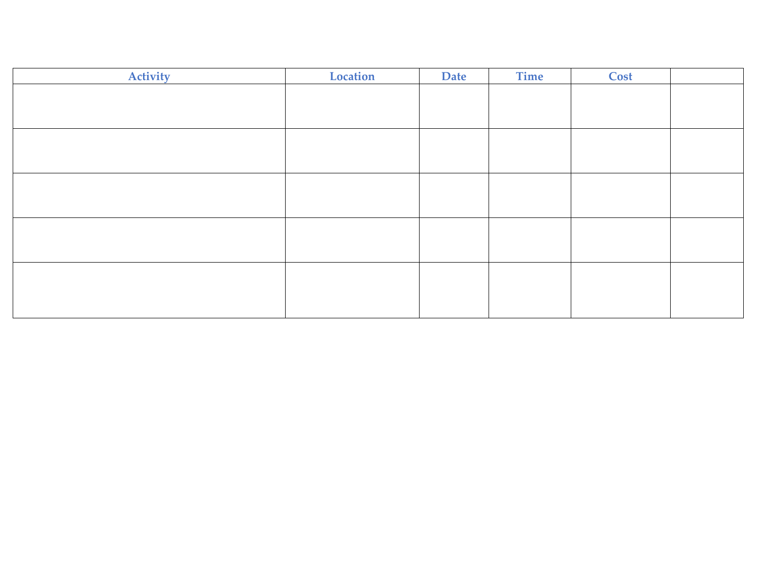| Activity | Location | Date | Time | Cost | |
|---|---|---|---|---|---|
| | | | | | |
| | | | | | |
| | | | | | |
| | | | | | |
| | | | | | |